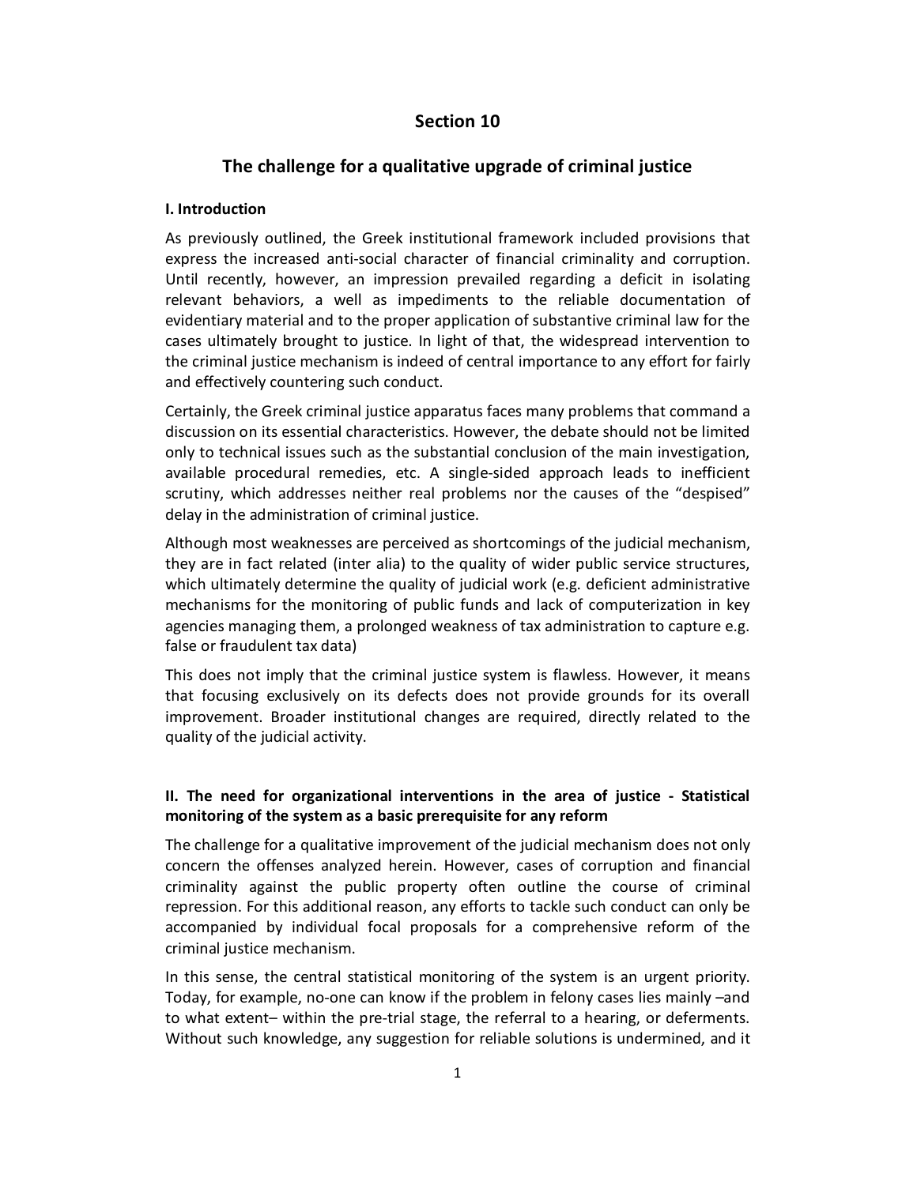# Section 10

## The challenge for a qualitative upgrade of criminal justice

### I. Introduction

As previously outlined, the Greek institutional framework included provisions that express the increased anti-social character of financial criminality and corruption. Until recently, however, an impression prevailed regarding a deficit in isolating relevant behaviors, a well as impediments to the reliable documentation of evidentiary material and to the proper application of substantive criminal law for the cases ultimately brought to justice. In light of that, the widespread intervention to the criminal justice mechanism is indeed of central importance to any effort for fairly and effectively countering such conduct.

Certainly, the Greek criminal justice apparatus faces many problems that command a discussion on its essential characteristics. However, the debate should not be limited only to technical issues such as the substantial conclusion of the main investigation, available procedural remedies, etc. A single-sided approach leads to inefficient scrutiny, which addresses neither real problems nor the causes of the "despised" delay in the administration of criminal justice.

Although most weaknesses are perceived as shortcomings of the judicial mechanism, they are in fact related (inter alia) to the quality of wider public service structures, which ultimately determine the quality of judicial work (e.g. deficient administrative mechanisms for the monitoring of public funds and lack of computerization in key agencies managing them, a prolonged weakness of tax administration to capture e.g. false or fraudulent tax data)

This does not imply that the criminal justice system is flawless. However, it means that focusing exclusively on its defects does not provide grounds for its overall improvement. Broader institutional changes are required, directly related to the quality of the judicial activity.

### II. The need for organizational interventions in the area of justice - Statistical monitoring of the system as a basic prerequisite for any reform

The challenge for a qualitative improvement of the judicial mechanism does not only concern the offenses analyzed herein. However, cases of corruption and financial criminality against the public property often outline the course of criminal repression. For this additional reason, any efforts to tackle such conduct can only be accompanied by individual focal proposals for a comprehensive reform of the criminal justice mechanism.

In this sense, the central statistical monitoring of the system is an urgent priority. Today, for example, no-one can know if the problem in felony cases lies mainly –and to what extent– within the pre-trial stage, the referral to a hearing, or deferments. Without such knowledge, any suggestion for reliable solutions is undermined, and it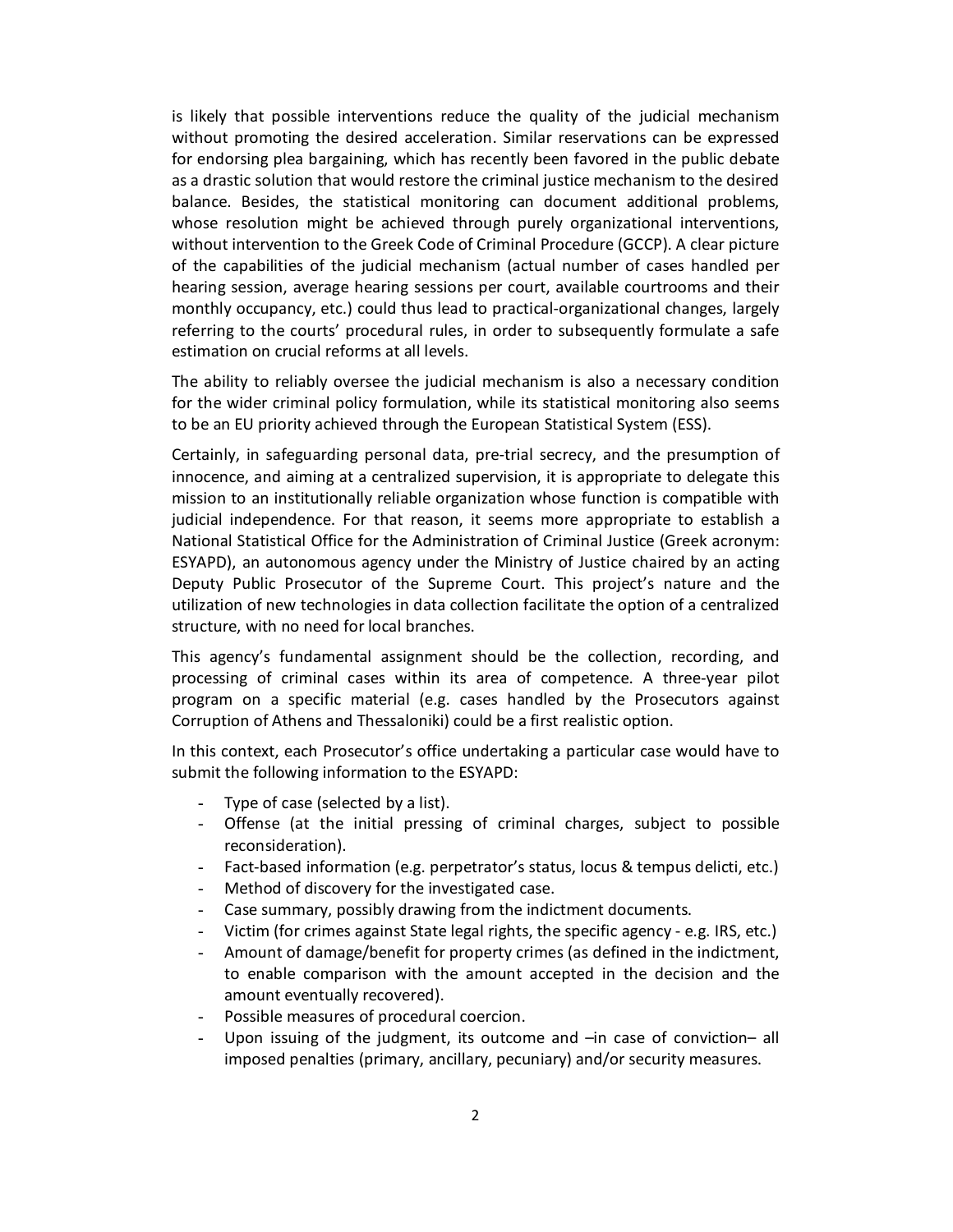is likely that possible interventions reduce the quality of the judicial mechanism without promoting the desired acceleration. Similar reservations can be expressed for endorsing plea bargaining, which has recently been favored in the public debate as a drastic solution that would restore the criminal justice mechanism to the desired balance. Besides, the statistical monitoring can document additional problems, whose resolution might be achieved through purely organizational interventions, without intervention to the Greek Code of Criminal Procedure (GCCP). A clear picture of the capabilities of the judicial mechanism (actual number of cases handled per hearing session, average hearing sessions per court, available courtrooms and their monthly occupancy, etc.) could thus lead to practical-organizational changes, largely referring to the courts' procedural rules, in order to subsequently formulate a safe estimation on crucial reforms at all levels.

The ability to reliably oversee the judicial mechanism is also a necessary condition for the wider criminal policy formulation, while its statistical monitoring also seems to be an EU priority achieved through the European Statistical System (ESS).

Certainly, in safeguarding personal data, pre-trial secrecy, and the presumption of innocence, and aiming at a centralized supervision, it is appropriate to delegate this mission to an institutionally reliable organization whose function is compatible with judicial independence. For that reason, it seems more appropriate to establish a National Statistical Office for the Administration of Criminal Justice (Greek acronym: ESYAPD), an autonomous agency under the Ministry of Justice chaired by an acting Deputy Public Prosecutor of the Supreme Court. This project's nature and the utilization of new technologies in data collection facilitate the option of a centralized structure, with no need for local branches.

This agency's fundamental assignment should be the collection, recording, and processing of criminal cases within its area of competence. A three-year pilot program on a specific material (e.g. cases handled by the Prosecutors against Corruption of Athens and Thessaloniki) could be a first realistic option.

In this context, each Prosecutor's office undertaking a particular case would have to submit the following information to the ESYAPD:

- Type of case (selected by a list).
- Offense (at the initial pressing of criminal charges, subject to possible reconsideration).
- Fact-based information (e.g. perpetrator's status, locus & tempus delicti, etc.)
- Method of discovery for the investigated case.
- Case summary, possibly drawing from the indictment documents.
- Victim (for crimes against State legal rights, the specific agency - e.g. IRS, etc.)
- Amount of damage/benefit for property crimes (as defined in the indictment, to enable comparison with the amount accepted in the decision and the amount eventually recovered).
- Possible measures of procedural coercion.
- Upon issuing of the judgment, its outcome and –in case of conviction– all imposed penalties (primary, ancillary, pecuniary) and/or security measures.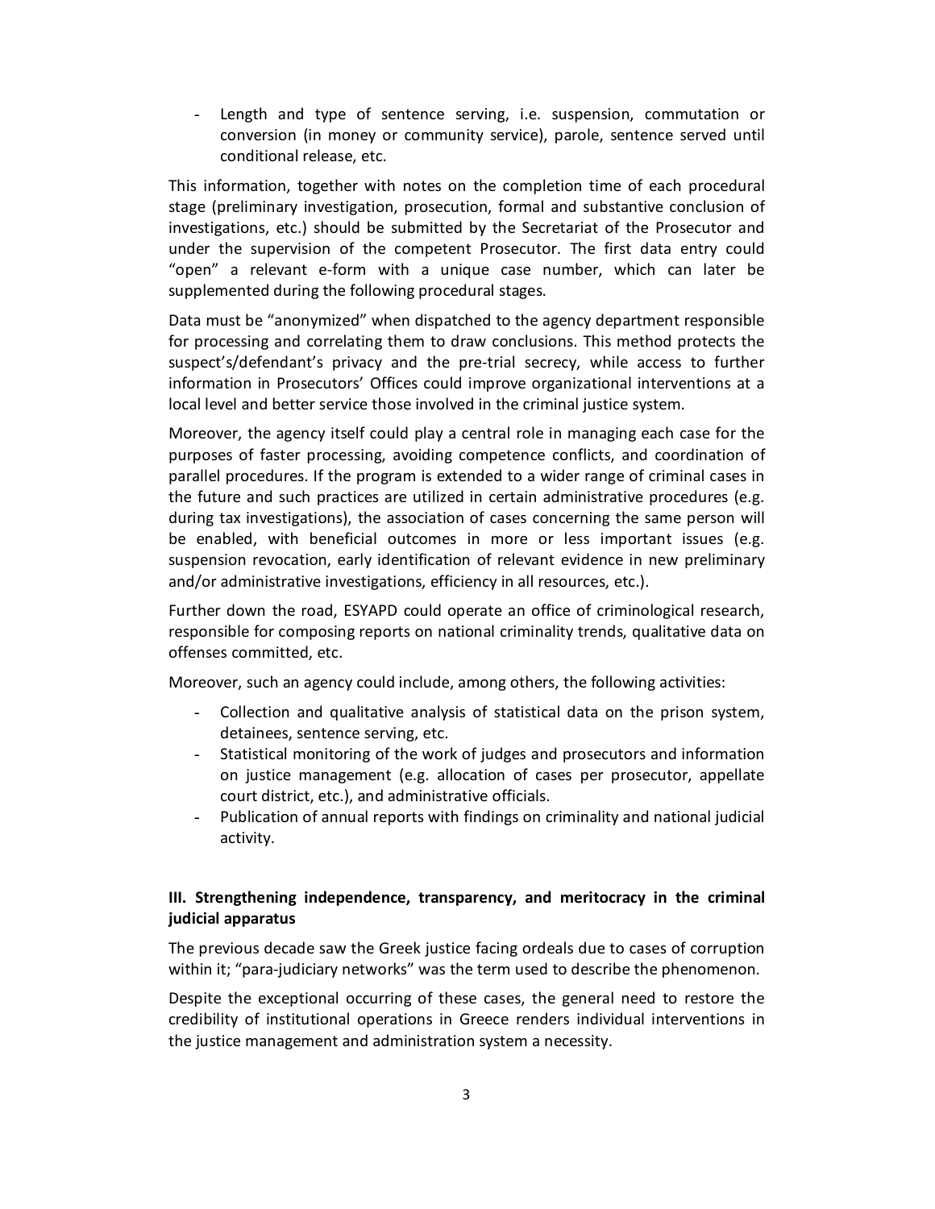- Length and type of sentence serving, i.e. suspension, commutation or conversion (in money or community service), parole, sentence served until conditional release, etc.

This information, together with notes on the completion time of each procedural stage (preliminary investigation, prosecution, formal and substantive conclusion of investigations, etc.) should be submitted by the Secretariat of the Prosecutor and under the supervision of the competent Prosecutor. The first data entry could "open" a relevant e-form with a unique case number, which can later be supplemented during the following procedural stages.

Data must be "anonymized" when dispatched to the agency department responsible for processing and correlating them to draw conclusions. This method protects the suspect's/defendant's privacy and the pre-trial secrecy, while access to further information in Prosecutors' Offices could improve organizational interventions at a local level and better service those involved in the criminal justice system.

Moreover, the agency itself could play a central role in managing each case for the purposes of faster processing, avoiding competence conflicts, and coordination of parallel procedures. If the program is extended to a wider range of criminal cases in the future and such practices are utilized in certain administrative procedures (e.g. during tax investigations), the association of cases concerning the same person will be enabled, with beneficial outcomes in more or less important issues (e.g. suspension revocation, early identification of relevant evidence in new preliminary and/or administrative investigations, efficiency in all resources, etc.).

Further down the road, ESYAPD could operate an office of criminological research, responsible for composing reports on national criminality trends, qualitative data on offenses committed, etc.

Moreover, such an agency could include, among others, the following activities:

- Collection and qualitative analysis of statistical data on the prison system, detainees, sentence serving, etc.
- Statistical monitoring of the work of judges and prosecutors and information on justice management (e.g. allocation of cases per prosecutor, appellate court district, etc.), and administrative officials.
- Publication of annual reports with findings on criminality and national judicial activity.

### III. Strengthening independence, transparency, and meritocracy in the criminal judicial apparatus

The previous decade saw the Greek justice facing ordeals due to cases of corruption within it; "para-judiciary networks" was the term used to describe the phenomenon.

Despite the exceptional occurring of these cases, the general need to restore the credibility of institutional operations in Greece renders individual interventions in the justice management and administration system a necessity.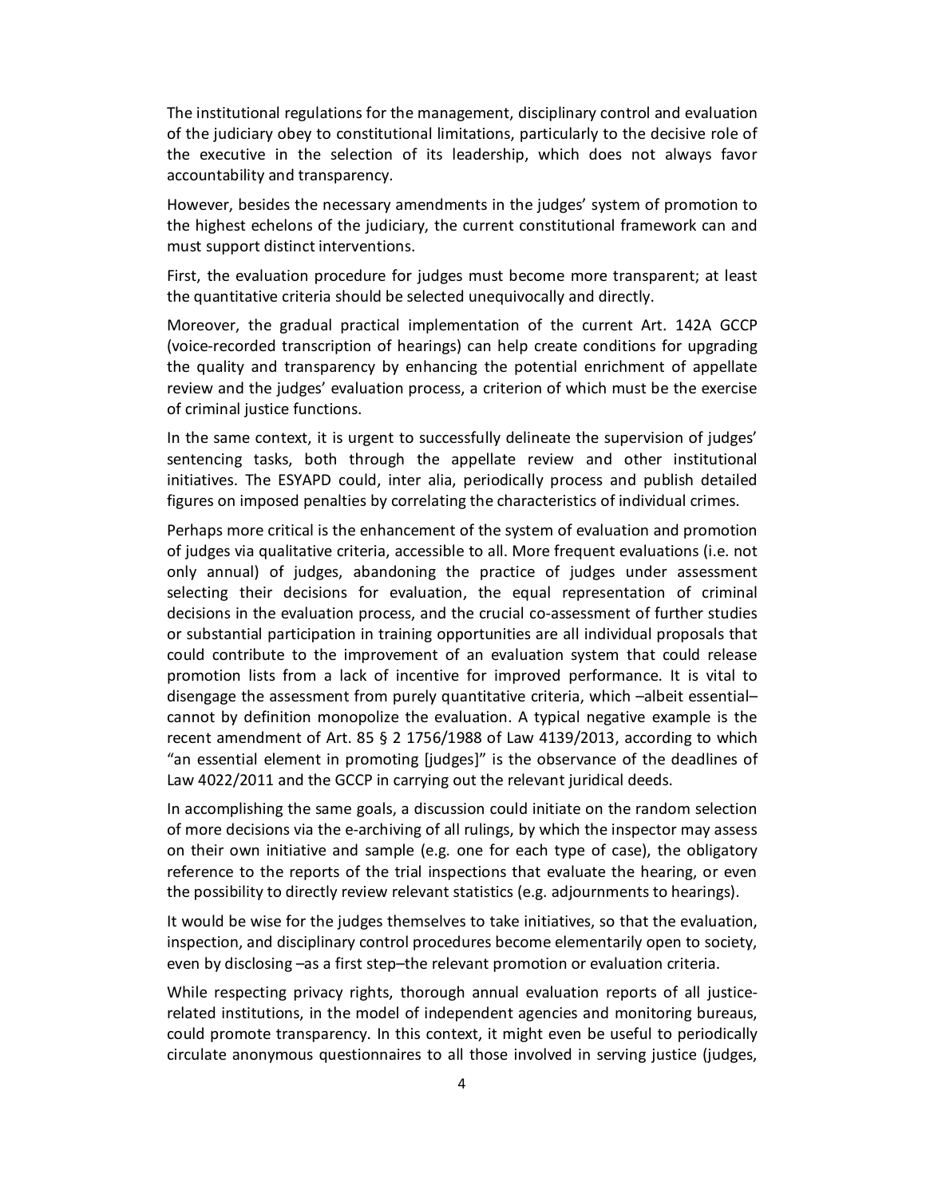The institutional regulations for the management, disciplinary control and evaluation of the judiciary obey to constitutional limitations, particularly to the decisive role of the executive in the selection of its leadership, which does not always favor accountability and transparency.

However, besides the necessary amendments in the judges' system of promotion to the highest echelons of the judiciary, the current constitutional framework can and must support distinct interventions.

First, the evaluation procedure for judges must become more transparent; at least the quantitative criteria should be selected unequivocally and directly.

Moreover, the gradual practical implementation of the current Art. 142A GCCP (voice-recorded transcription of hearings) can help create conditions for upgrading the quality and transparency by enhancing the potential enrichment of appellate review and the judges' evaluation process, a criterion of which must be the exercise of criminal justice functions.

In the same context, it is urgent to successfully delineate the supervision of judges' sentencing tasks, both through the appellate review and other institutional initiatives. The ESYAPD could, inter alia, periodically process and publish detailed figures on imposed penalties by correlating the characteristics of individual crimes.

Perhaps more critical is the enhancement of the system of evaluation and promotion of judges via qualitative criteria, accessible to all. More frequent evaluations (i.e. not only annual) of judges, abandoning the practice of judges under assessment selecting their decisions for evaluation, the equal representation of criminal decisions in the evaluation process, and the crucial co-assessment of further studies or substantial participation in training opportunities are all individual proposals that could contribute to the improvement of an evaluation system that could release promotion lists from a lack of incentive for improved performance. It is vital to disengage the assessment from purely quantitative criteria, which –albeit essential– cannot by definition monopolize the evaluation. A typical negative example is the recent amendment of Art. 85 § 2 1756/1988 of Law 4139/2013, according to which "an essential element in promoting [judges]" is the observance of the deadlines of Law 4022/2011 and the GCCP in carrying out the relevant juridical deeds.

In accomplishing the same goals, a discussion could initiate on the random selection of more decisions via the e-archiving of all rulings, by which the inspector may assess on their own initiative and sample (e.g. one for each type of case), the obligatory reference to the reports of the trial inspections that evaluate the hearing, or even the possibility to directly review relevant statistics (e.g. adjournments to hearings).

It would be wise for the judges themselves to take initiatives, so that the evaluation, inspection, and disciplinary control procedures become elementarily open to society, even by disclosing –as a first step–the relevant promotion or evaluation criteria.

While respecting privacy rights, thorough annual evaluation reports of all justice-related institutions, in the model of independent agencies and monitoring bureaus, could promote transparency. In this context, it might even be useful to periodically circulate anonymous questionnaires to all those involved in serving justice (judges,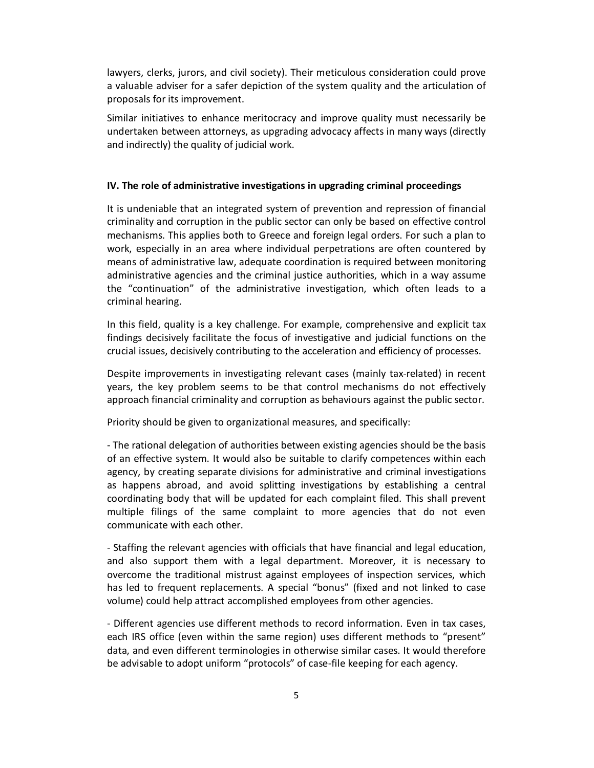lawyers, clerks, jurors, and civil society). Their meticulous consideration could prove a valuable adviser for a safer depiction of the system quality and the articulation of proposals for its improvement.

Similar initiatives to enhance meritocracy and improve quality must necessarily be undertaken between attorneys, as upgrading advocacy affects in many ways (directly and indirectly) the quality of judicial work.

## IV. The role of administrative investigations in upgrading criminal proceedings

It is undeniable that an integrated system of prevention and repression of financial criminality and corruption in the public sector can only be based on effective control mechanisms. This applies both to Greece and foreign legal orders. For such a plan to work, especially in an area where individual perpetrations are often countered by means of administrative law, adequate coordination is required between monitoring administrative agencies and the criminal justice authorities, which in a way assume the "continuation" of the administrative investigation, which often leads to a criminal hearing.

In this field, quality is a key challenge. For example, comprehensive and explicit tax findings decisively facilitate the focus of investigative and judicial functions on the crucial issues, decisively contributing to the acceleration and efficiency of processes.

Despite improvements in investigating relevant cases (mainly tax-related) in recent years, the key problem seems to be that control mechanisms do not effectively approach financial criminality and corruption as behaviours against the public sector.

Priority should be given to organizational measures, and specifically:

- The rational delegation of authorities between existing agencies should be the basis of an effective system. It would also be suitable to clarify competences within each agency, by creating separate divisions for administrative and criminal investigations as happens abroad, and avoid splitting investigations by establishing a central coordinating body that will be updated for each complaint filed. This shall prevent multiple filings of the same complaint to more agencies that do not even communicate with each other.

- Staffing the relevant agencies with officials that have financial and legal education, and also support them with a legal department. Moreover, it is necessary to overcome the traditional mistrust against employees of inspection services, which has led to frequent replacements. A special "bonus" (fixed and not linked to case volume) could help attract accomplished employees from other agencies.

- Different agencies use different methods to record information. Even in tax cases, each IRS office (even within the same region) uses different methods to "present" data, and even different terminologies in otherwise similar cases. It would therefore be advisable to adopt uniform "protocols" of case-file keeping for each agency.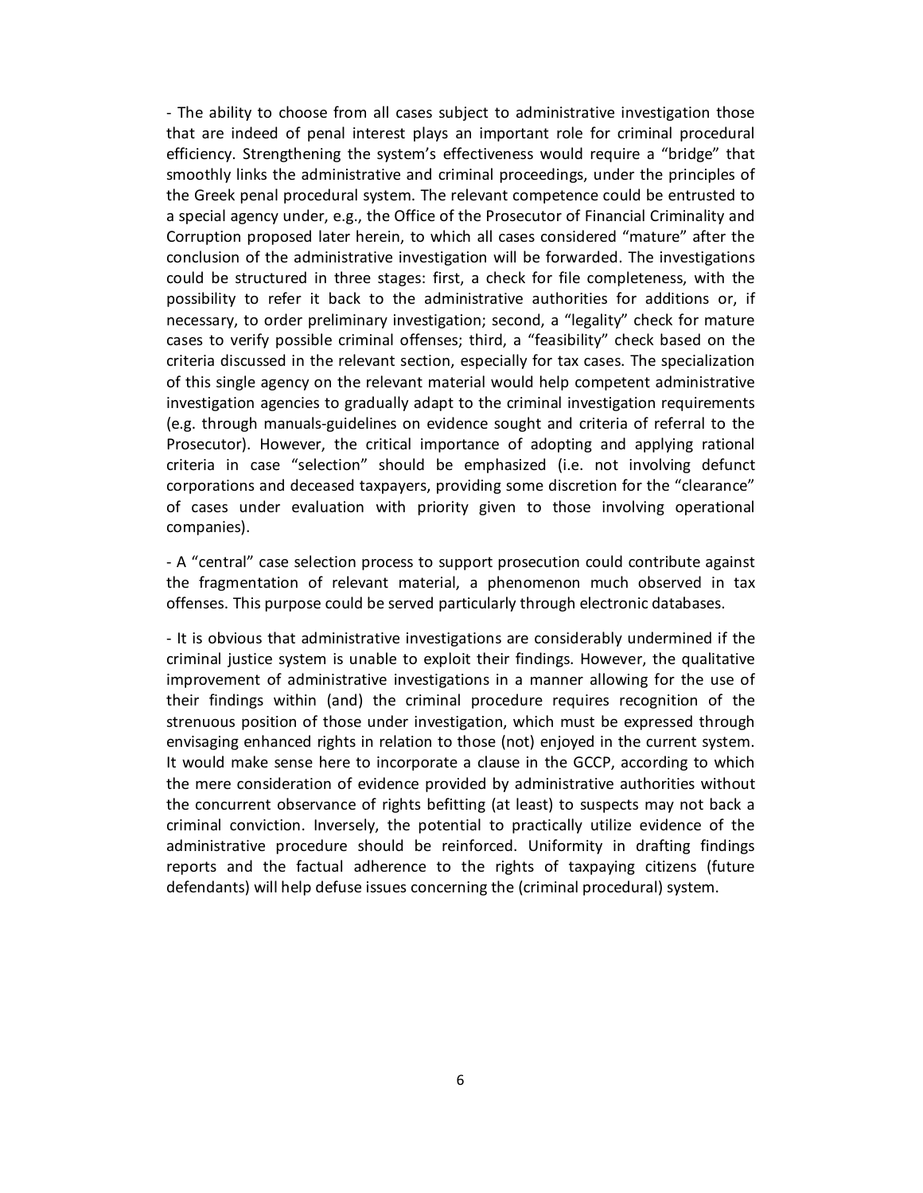- The ability to choose from all cases subject to administrative investigation those that are indeed of penal interest plays an important role for criminal procedural efficiency. Strengthening the system's effectiveness would require a "bridge" that smoothly links the administrative and criminal proceedings, under the principles of the Greek penal procedural system. The relevant competence could be entrusted to a special agency under, e.g., the Office of the Prosecutor of Financial Criminality and Corruption proposed later herein, to which all cases considered "mature" after the conclusion of the administrative investigation will be forwarded. The investigations could be structured in three stages: first, a check for file completeness, with the possibility to refer it back to the administrative authorities for additions or, if necessary, to order preliminary investigation; second, a "legality" check for mature cases to verify possible criminal offenses; third, a "feasibility" check based on the criteria discussed in the relevant section, especially for tax cases. The specialization of this single agency on the relevant material would help competent administrative investigation agencies to gradually adapt to the criminal investigation requirements (e.g. through manuals-guidelines on evidence sought and criteria of referral to the Prosecutor). However, the critical importance of adopting and applying rational criteria in case "selection" should be emphasized (i.e. not involving defunct corporations and deceased taxpayers, providing some discretion for the "clearance" of cases under evaluation with priority given to those involving operational companies).

- A "central" case selection process to support prosecution could contribute against the fragmentation of relevant material, a phenomenon much observed in tax offenses. This purpose could be served particularly through electronic databases.

- It is obvious that administrative investigations are considerably undermined if the criminal justice system is unable to exploit their findings. However, the qualitative improvement of administrative investigations in a manner allowing for the use of their findings within (and) the criminal procedure requires recognition of the strenuous position of those under investigation, which must be expressed through envisaging enhanced rights in relation to those (not) enjoyed in the current system. It would make sense here to incorporate a clause in the GCCP, according to which the mere consideration of evidence provided by administrative authorities without the concurrent observance of rights befitting (at least) to suspects may not back a criminal conviction. Inversely, the potential to practically utilize evidence of the administrative procedure should be reinforced. Uniformity in drafting findings reports and the factual adherence to the rights of taxpaying citizens (future defendants) will help defuse issues concerning the (criminal procedural) system.